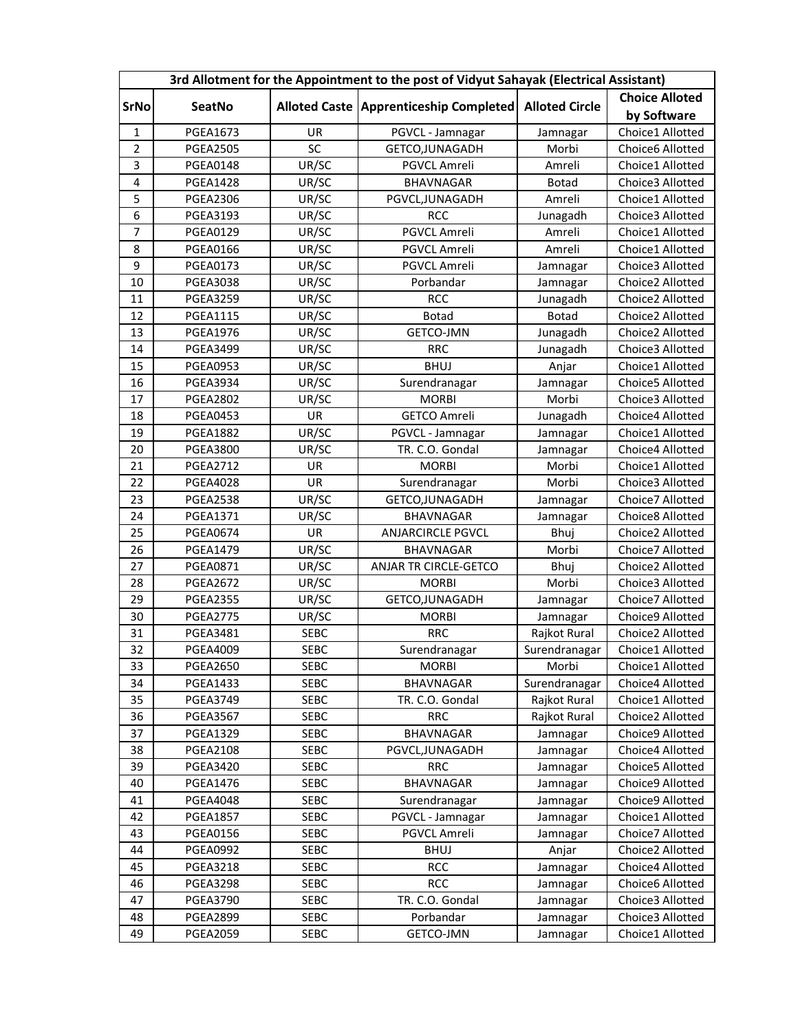| 3rd Allotment for the Appointment to the post of Vidyut Sahayak (Electrical Assistant) | | | | | |
|---|---|---|---|---|---|
| SrNo | SeatNo | Alloted Caste | Apprenticeship Completed | Alloted Circle | Choice Alloted by Software |
| 1 | PGEA1673 | UR | PGVCL - Jamnagar | Jamnagar | Choice1 Allotted |
| 2 | PGEA2505 | SC | GETCO,JUNAGADH | Morbi | Choice6 Allotted |
| 3 | PGEA0148 | UR/SC | PGVCL Amreli | Amreli | Choice1 Allotted |
| 4 | PGEA1428 | UR/SC | BHAVNAGAR | Botad | Choice3 Allotted |
| 5 | PGEA2306 | UR/SC | PGVCL,JUNAGADH | Amreli | Choice1 Allotted |
| 6 | PGEA3193 | UR/SC | RCC | Junagadh | Choice3 Allotted |
| 7 | PGEA0129 | UR/SC | PGVCL Amreli | Amreli | Choice1 Allotted |
| 8 | PGEA0166 | UR/SC | PGVCL Amreli | Amreli | Choice1 Allotted |
| 9 | PGEA0173 | UR/SC | PGVCL Amreli | Jamnagar | Choice3 Allotted |
| 10 | PGEA3038 | UR/SC | Porbandar | Jamnagar | Choice2 Allotted |
| 11 | PGEA3259 | UR/SC | RCC | Junagadh | Choice2 Allotted |
| 12 | PGEA1115 | UR/SC | Botad | Botad | Choice2 Allotted |
| 13 | PGEA1976 | UR/SC | GETCO-JMN | Junagadh | Choice2 Allotted |
| 14 | PGEA3499 | UR/SC | RRC | Junagadh | Choice3 Allotted |
| 15 | PGEA0953 | UR/SC | BHUJ | Anjar | Choice1 Allotted |
| 16 | PGEA3934 | UR/SC | Surendranagar | Jamnagar | Choice5 Allotted |
| 17 | PGEA2802 | UR/SC | MORBI | Morbi | Choice3 Allotted |
| 18 | PGEA0453 | UR | GETCO Amreli | Junagadh | Choice4 Allotted |
| 19 | PGEA1882 | UR/SC | PGVCL - Jamnagar | Jamnagar | Choice1 Allotted |
| 20 | PGEA3800 | UR/SC | TR. C.O. Gondal | Jamnagar | Choice4 Allotted |
| 21 | PGEA2712 | UR | MORBI | Morbi | Choice1 Allotted |
| 22 | PGEA4028 | UR | Surendranagar | Morbi | Choice3 Allotted |
| 23 | PGEA2538 | UR/SC | GETCO,JUNAGADH | Jamnagar | Choice7 Allotted |
| 24 | PGEA1371 | UR/SC | BHAVNAGAR | Jamnagar | Choice8 Allotted |
| 25 | PGEA0674 | UR | ANJARCIRCLE PGVCL | Bhuj | Choice2 Allotted |
| 26 | PGEA1479 | UR/SC | BHAVNAGAR | Morbi | Choice7 Allotted |
| 27 | PGEA0871 | UR/SC | ANJAR TR CIRCLE-GETCO | Bhuj | Choice2 Allotted |
| 28 | PGEA2672 | UR/SC | MORBI | Morbi | Choice3 Allotted |
| 29 | PGEA2355 | UR/SC | GETCO,JUNAGADH | Jamnagar | Choice7 Allotted |
| 30 | PGEA2775 | UR/SC | MORBI | Jamnagar | Choice9 Allotted |
| 31 | PGEA3481 | SEBC | RRC | Rajkot Rural | Choice2 Allotted |
| 32 | PGEA4009 | SEBC | Surendranagar | Surendranagar | Choice1 Allotted |
| 33 | PGEA2650 | SEBC | MORBI | Morbi | Choice1 Allotted |
| 34 | PGEA1433 | SEBC | BHAVNAGAR | Surendranagar | Choice4 Allotted |
| 35 | PGEA3749 | SEBC | TR. C.O. Gondal | Rajkot Rural | Choice1 Allotted |
| 36 | PGEA3567 | SEBC | RRC | Rajkot Rural | Choice2 Allotted |
| 37 | PGEA1329 | SEBC | BHAVNAGAR | Jamnagar | Choice9 Allotted |
| 38 | PGEA2108 | SEBC | PGVCL,JUNAGADH | Jamnagar | Choice4 Allotted |
| 39 | PGEA3420 | SEBC | RRC | Jamnagar | Choice5 Allotted |
| 40 | PGEA1476 | SEBC | BHAVNAGAR | Jamnagar | Choice9 Allotted |
| 41 | PGEA4048 | SEBC | Surendranagar | Jamnagar | Choice9 Allotted |
| 42 | PGEA1857 | SEBC | PGVCL - Jamnagar | Jamnagar | Choice1 Allotted |
| 43 | PGEA0156 | SEBC | PGVCL Amreli | Jamnagar | Choice7 Allotted |
| 44 | PGEA0992 | SEBC | BHUJ | Anjar | Choice2 Allotted |
| 45 | PGEA3218 | SEBC | RCC | Jamnagar | Choice4 Allotted |
| 46 | PGEA3298 | SEBC | RCC | Jamnagar | Choice6 Allotted |
| 47 | PGEA3790 | SEBC | TR. C.O. Gondal | Jamnagar | Choice3 Allotted |
| 48 | PGEA2899 | SEBC | Porbandar | Jamnagar | Choice3 Allotted |
| 49 | PGEA2059 | SEBC | GETCO-JMN | Jamnagar | Choice1 Allotted |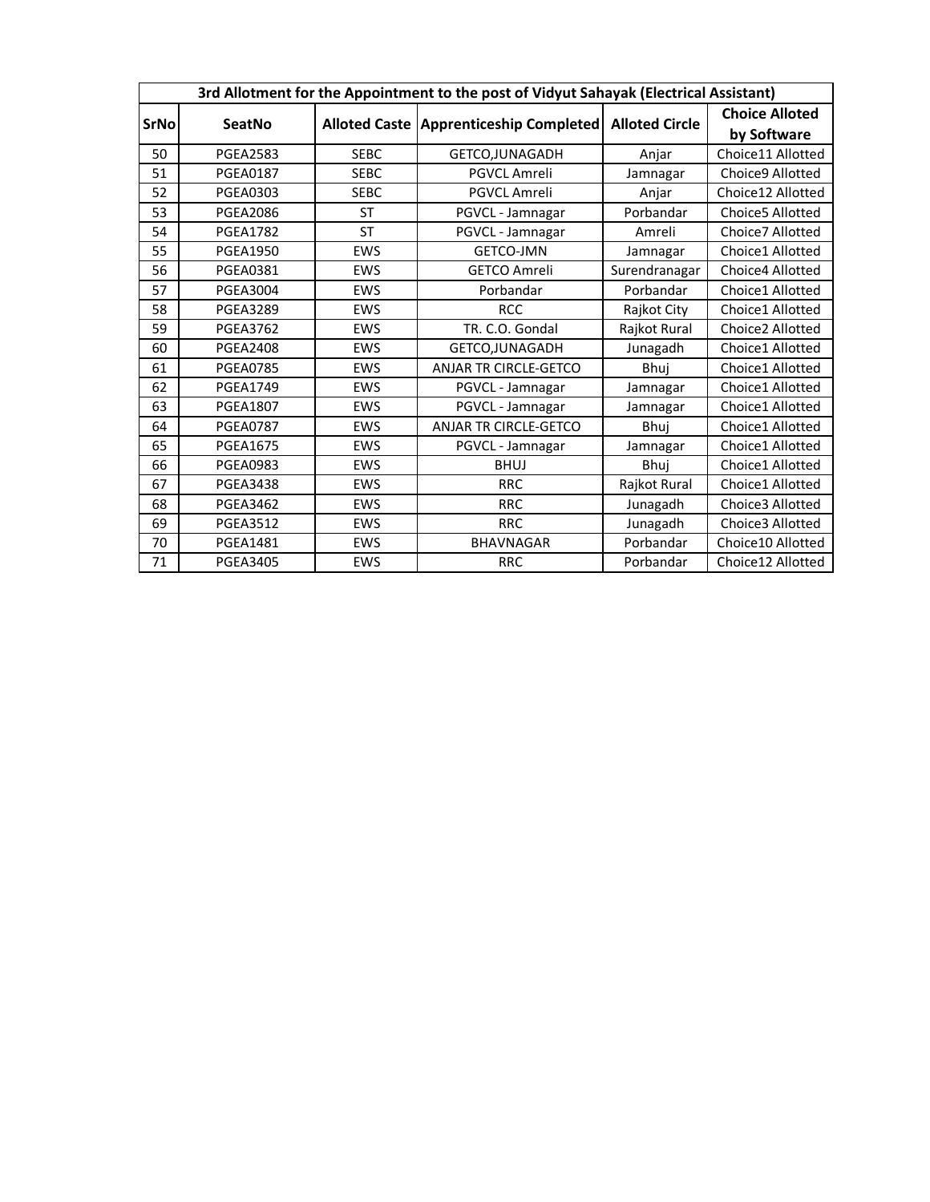| 3rd Allotment for the Appointment to the post of Vidyut Sahayak (Electrical Assistant) | | | | | |
|---|---|---|---|---|---|
| SrNo | SeatNo | Alloted Caste | Apprenticeship Completed | Alloted Circle | Choice Alloted by Software |
| 50 | PGEA2583 | SEBC | GETCO,JUNAGADH | Anjar | Choice11 Allotted |
| 51 | PGEA0187 | SEBC | PGVCL Amreli | Jamnagar | Choice9 Allotted |
| 52 | PGEA0303 | SEBC | PGVCL Amreli | Anjar | Choice12 Allotted |
| 53 | PGEA2086 | ST | PGVCL - Jamnagar | Porbandar | Choice5 Allotted |
| 54 | PGEA1782 | ST | PGVCL - Jamnagar | Amreli | Choice7 Allotted |
| 55 | PGEA1950 | EWS | GETCO-JMN | Jamnagar | Choice1 Allotted |
| 56 | PGEA0381 | EWS | GETCO Amreli | Surendranagar | Choice4 Allotted |
| 57 | PGEA3004 | EWS | Porbandar | Porbandar | Choice1 Allotted |
| 58 | PGEA3289 | EWS | RCC | Rajkot City | Choice1 Allotted |
| 59 | PGEA3762 | EWS | TR. C.O. Gondal | Rajkot Rural | Choice2 Allotted |
| 60 | PGEA2408 | EWS | GETCO,JUNAGADH | Junagadh | Choice1 Allotted |
| 61 | PGEA0785 | EWS | ANJAR TR CIRCLE-GETCO | Bhuj | Choice1 Allotted |
| 62 | PGEA1749 | EWS | PGVCL - Jamnagar | Jamnagar | Choice1 Allotted |
| 63 | PGEA1807 | EWS | PGVCL - Jamnagar | Jamnagar | Choice1 Allotted |
| 64 | PGEA0787 | EWS | ANJAR TR CIRCLE-GETCO | Bhuj | Choice1 Allotted |
| 65 | PGEA1675 | EWS | PGVCL - Jamnagar | Jamnagar | Choice1 Allotted |
| 66 | PGEA0983 | EWS | BHUJ | Bhuj | Choice1 Allotted |
| 67 | PGEA3438 | EWS | RRC | Rajkot Rural | Choice1 Allotted |
| 68 | PGEA3462 | EWS | RRC | Junagadh | Choice3 Allotted |
| 69 | PGEA3512 | EWS | RRC | Junagadh | Choice3 Allotted |
| 70 | PGEA1481 | EWS | BHAVNAGAR | Porbandar | Choice10 Allotted |
| 71 | PGEA3405 | EWS | RRC | Porbandar | Choice12 Allotted |